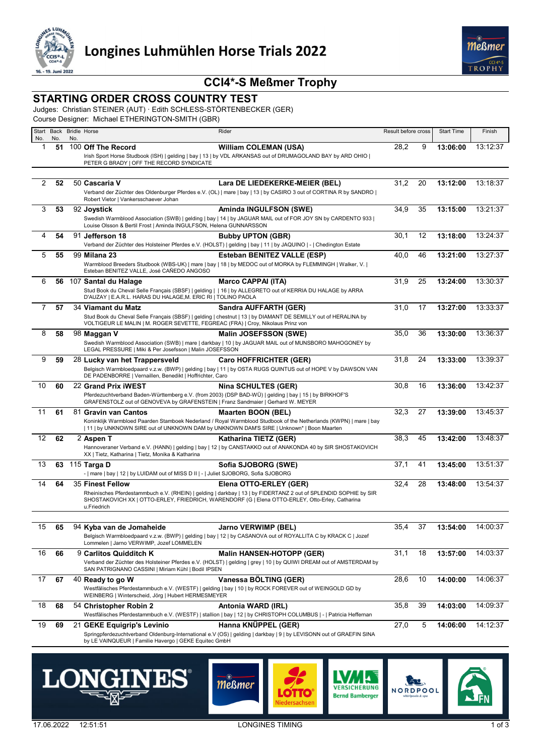# Longines Luhmühlen Horse Trials 2022

## CCI4*-S Meßmer Trophy

### STARTING ORDER CROSS COUNTRY TEST

Judges: Christian STEINER (AUT) · Edith SCHLESS-STÖRTENBECKER (GER)
Course Designer: Michael ETHERINGTON-SMITH (GBR)

| Start No. | Back No. | Bridle No. | Horse | Rider | Result before cross | | Start Time | Finish |
|---|---|---|---|---|---|---|---|---|
| 1 | 51 | 100 | **Off The Record**<br>Irish Sport Horse Studbook (ISH) \| gelding \| bay \| 13 \| by VDL ARKANSAS out of DRUMAGOLAND BAY by ARD OHIO \| PETER G BRADY \| OFF THE RECORD SYNDICATE | **William COLEMAN (USA)** | 28,2 | 9 | **13:06:00** | 13:12:37 |
| 2 | 52 | 50 | **Cascaria V**<br>Verband der Züchter des Oldenburger Pferdes e.V. (OL) \| mare \| bay \| 13 \| by CASIRO 3 out of CORTINA R by SANDRO \| Robert Vietor \| Vankersschaever Johan | **Lara DE LIEDEKERKE-MEIER (BEL)** | 31,2 | 20 | **13:12:00** | 13:18:37 |
| 3 | 53 | 92 | **Joystick**<br>Swedish Warmblood Association (SWB) \| gelding \| bay \| 14 \| by JAGUAR MAIL out of FOR JOY SN by CARDENTO 933 \| Louise Olsson & Bertil Frost \| Aminda INGULFSON, Helena GUNNARSSON | **Aminda INGULFSON (SWE)** | 34,9 | 35 | **13:15:00** | 13:21:37 |
| 4 | 54 | 91 | **Jefferson 18**<br>Verband der Züchter des Holsteiner Pferdes e.V. (HOLST) \| gelding \| bay \| 11 \| by JAQUINO \| - \| Chedington Estate | **Bubby UPTON (GBR)** | 30,1 | 12 | **13:18:00** | 13:24:37 |
| 5 | 55 | 99 | **Milana 23**<br>Warmblood Breeders Studbook (WBS-UK) \| mare \| bay \| 18 \| by MEDOC out of MORKA by FLEMMINGH \| Walker, V. \| Esteban BENITEZ VALLE, José CAÑEDO ANGOSO | **Esteban BENITEZ VALLE (ESP)** | 40,0 | 46 | **13:21:00** | 13:27:37 |
| 6 | 56 | 107 | **Santal du Halage**<br>Stud Book du Cheval Selle Français (SBSF) \| gelding \| \| 16 \| by ALLEGRETO out of KERRIA DU HALAGE by ARRA D'AUZAY \| E.A.R.L. HARAS DU HALAGE,M. ERIC RI \| TOLINO PAOLA | **Marco CAPPAI (ITA)** | 31,9 | 25 | **13:24:00** | 13:30:37 |
| 7 | 57 | 34 | **Viamant du Matz**<br>Stud Book du Cheval Selle Français (SBSF) \| gelding \| chestnut \| 13 \| by DIAMANT DE SEMILLY out of HERALINA by VOLTIGEUR LE MALIN \| M. ROGER SEVETTE, FEGREAC (FRA) \| Croy, Nikolaus Prinz von | **Sandra AUFFARTH (GER)** | 31,0 | 17 | **13:27:00** | 13:33:37 |
| 8 | 58 | 98 | **Maggan V**<br>Swedish Warmblood Association (SWB) \| mare \| darkbay \| 10 \| by JAGUAR MAIL out of MUNSBORO MAHOGONEY by LEGAL PRESSURE \| Miki & Per Josefsson \| Malin JOSEFSSON | **Malin JOSEFSSON (SWE)** | 35,0 | 36 | **13:30:00** | 13:36:37 |
| 9 | 59 | 28 | **Lucky van het Trappersveld**<br>Belgisch Warmbloedpaard v.z.w. (BWP) \| gelding \| bay \| 11 \| by OSTA RUGS QUINTUS out of HOPE V by DAWSON VAN DE PADENBORRE \| Vernaillen, Benedikt \| Hoffrichter, Caro | **Caro HOFFRICHTER (GER)** | 31,8 | 24 | **13:33:00** | 13:39:37 |
| 10 | 60 | 22 | **Grand Prix iWEST**<br>Pferdezuchtverband Baden-Württemberg e.V. (from 2003) (DSP BAD-WÜ) \| gelding \| bay \| 15 \| by BIRKHOF'S GRAFENSTOLZ out of GENOVEVA by GRAFENSTEIN \| Franz Sandmaier \| Gerhard W. MEYER | **Nina SCHULTES (GER)** | 30,8 | 16 | **13:36:00** | 13:42:37 |
| 11 | 61 | 81 | **Gravin van Cantos**<br>Koninklijk Warmbloed Paarden Stamboek Nederland / Royal Warmblood Studbook of the Netherlands (KWPN) \| mare \| bay \| 11 \| by UNKNOWN SIRE out of UNKNOWN DAM by UNKNOWN DAM'S SIRE \| Unknown* \| Boon Maarten | **Maarten BOON (BEL)** | 32,3 | 27 | **13:39:00** | 13:45:37 |
| 12 | 62 | 2 | **Aspen T**<br>Hannoveraner Verband e.V. (HANN) \| gelding \| bay \| 12 \| by CANSTAKKO out of ANAKONDA 40 by SIR SHOSTAKOVICH XX \| Tietz, Katharina \| Tietz, Monika & Katharina | **Katharina TIETZ (GER)** | 38,3 | 45 | **13:42:00** | 13:48:37 |
| 13 | 63 | 115 | **Targa D**<br>- \| mare \| bay \| 12 \| by LUIDAM out of MISS D II \| - \| Juliet SJOBORG, Sofia SJOBORG | **Sofia SJOBORG (SWE)** | 37,1 | 41 | **13:45:00** | 13:51:37 |
| 14 | 64 | 35 | **Finest Fellow**<br>Rheinisches Pferdestammbuch e.V. (RHEIN) \| gelding \| darkbay \| 13 \| by FIDERTANZ 2 out of SPLENDID SOPHIE by SIR SHOSTAKOVICH XX \| OTTO-ERLEY, FRIEDRICH, WARENDORF (G \| Elena OTTO-ERLEY, Otto-Erley, Catharina u.Friedrich | **Elena OTTO-ERLEY (GER)** | 32,4 | 28 | **13:48:00** | 13:54:37 |
| 15 | 65 | 94 | **Kyba van de Jomaheide**<br>Belgisch Warmbloedpaard v.z.w. (BWP) \| gelding \| bay \| 12 \| by CASANOVA out of ROYALLITA C by KRACK C \| Jozef Lommelen \| Jarno VERWIMP, Jozef LOMMELEN | **Jarno VERWIMP (BEL)** | 35,4 | 37 | **13:54:00** | 14:00:37 |
| 16 | 66 | 9 | **Carlitos Quidditch K**<br>Verband der Züchter des Holsteiner Pferdes e.V. (HOLST) \| gelding \| grey \| 10 \| by QUIWI DREAM out of AMSTERDAM by SAN PATRIGNANO CASSINI \| Miriam Kühl \| Bodil IPSEN | **Malin HANSEN-HOTOPP (GER)** | 31,1 | 18 | **13:57:00** | 14:03:37 |
| 17 | 67 | 40 | **Ready to go W**<br>Westfälisches Pferdestammbuch e.V. (WESTF) \| gelding \| bay \| 10 \| by ROCK FOREVER out of WEINGOLD GD by WEINBERG \| Winterscheid, Jörg \| Hubert HERMESMEYER | **Vanessa BÖLTING (GER)** | 28,6 | 10 | **14:00:00** | 14:06:37 |
| 18 | 68 | 54 | **Christopher Robin 2**<br>Westfälisches Pferdestammbuch e.V. (WESTF) \| stallion \| bay \| 12 \| by CHRISTOPH COLUMBUS \| - \| Patricia Heffernan | **Antonia WARD (IRL)** | 35,8 | 39 | **14:03:00** | 14:09:37 |
| 19 | 69 | 21 | **GEKE Equigrip's Levinio**<br>Springpferdezuchtverband Oldenburg-International e.V (OS) \| gelding \| darkbay \| 9 \| by LEVISONN out of GRAEFIN SINA by LE VAINQUEUR \| Familie Havergo \| GEKE Equitec GmbH | **Hanna KNÜPPEL (GER)** | 27,0 | 5 | **14:06:00** | 14:12:37 |

17.06.2022 12:51:51 LONGINES TIMING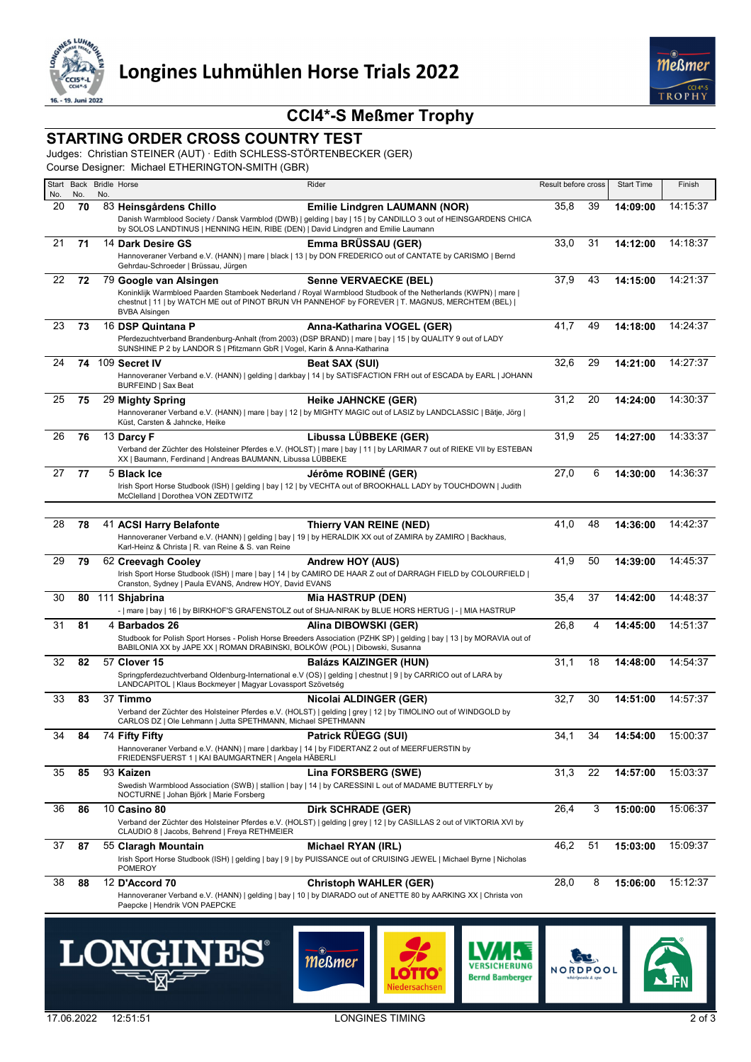# Longines Luhmühlen Horse Trials 2022

## CCI4*-S Meßmer Trophy

## STARTING ORDER CROSS COUNTRY TEST

Judges: Christian STEINER (AUT) · Edith SCHLESS-STÖRTENBECKER (GER)
Course Designer: Michael ETHERINGTON-SMITH (GBR)

| Start No. | Back No. | Bridle No. | Horse | Rider | Result before cross | | Start Time | Finish |
|---|---|---|---|---|---|---|---|---|
| 20 | 70 | 83 | **Heinsgårdens Chillo**<br>Danish Warmblood Society / Dansk Varmblod (DWB) \| gelding \| bay \| 15 \| by CANDILLO 3 out of HEINSGARDENS CHICA by SOLOS LANDTINUS \| HENNING HEIN, RIBE (DEN) \| David Lindgren and Emilie Laumann | **Emilie Lindgren LAUMANN (NOR)** | 35,8 | 39 | **14:09:00** | 14:15:37 |
| 21 | 71 | 14 | **Dark Desire GS**<br>Hannoveraner Verband e.V. (HANN) \| mare \| black \| 13 \| by DON FREDERICO out of CANTATE by CARISMO \| Bernd Gehrdau-Schroeder \| Brüssau, Jürgen | **Emma BRÜSSAU (GER)** | 33,0 | 31 | **14:12:00** | 14:18:37 |
| 22 | 72 | 79 | **Google van Alsingen**<br>Koninklijk Warmbloed Paarden Stamboek Nederland / Royal Warmblood Studbook of the Netherlands (KWPN) \| mare \| chestnut \| 11 \| by WATCH ME out of PINOT BRUN VH PANNEHOF by FOREVER \| T. MAGNUS, MERCHTEM (BEL) \| BVBA Alsingen | **Senne VERVAECKE (BEL)** | 37,9 | 43 | **14:15:00** | 14:21:37 |
| 23 | 73 | 16 | **DSP Quintana P**<br>Pferdezuchtverband Brandenburg-Anhalt (from 2003) (DSP BRAND) \| mare \| bay \| 15 \| by QUALITY 9 out of LADY SUNSHINE P 2 by LANDOR S \| Pfitzmann GbR \| Vogel, Karin & Anna-Katharina | **Anna-Katharina VOGEL (GER)** | 41,7 | 49 | **14:18:00** | 14:24:37 |
| 24 | 74 | 109 | **Secret IV**<br>Hannoveraner Verband e.V. (HANN) \| gelding \| darkbay \| 14 \| by SATISFACTION FRH out of ESCADA by EARL \| JOHANN BURFEIND \| Sax Beat | **Beat SAX (SUI)** | 32,6 | 29 | **14:21:00** | 14:27:37 |
| 25 | 75 | 29 | **Mighty Spring**<br>Hannoveraner Verband e.V. (HANN) \| mare \| bay \| 12 \| by MIGHTY MAGIC out of LASIZ by LANDCLASSIC \| Bätje, Jörg \| Küst, Carsten & Jahncke, Heike | **Heike JAHNCKE (GER)** | 31,2 | 20 | **14:24:00** | 14:30:37 |
| 26 | 76 | 13 | **Darcy F**<br>Verband der Züchter des Holsteiner Pferdes e.V. (HOLST) \| mare \| bay \| 11 \| by LARIMAR 7 out of RIEKE VII by ESTEBAN XX \| Baumann, Ferdinand \| Andreas BAUMANN, Libussa LÜBBEKE | **Libussa LÜBBEKE (GER)** | 31,9 | 25 | **14:27:00** | 14:33:37 |
| 27 | 77 | 5 | **Black Ice**<br>Irish Sport Horse Studbook (ISH) \| gelding \| bay \| 12 \| by VECHTA out of BROOKHALL LADY by TOUCHDOWN \| Judith McClelland \| Dorothea VON ZEDTWITZ | **Jérôme ROBINÉ (GER)** | 27,0 | 6 | **14:30:00** | 14:36:37 |
| 28 | 78 | 41 | **ACSI Harry Belafonte**<br>Hannoveraner Verband e.V. (HANN) \| gelding \| bay \| 19 \| by HERALDIK XX out of ZAMIRA by ZAMIRO \| Backhaus, Karl-Heinz & Christa \| R. van Reine & S. van Reine | **Thierry VAN REINE (NED)** | 41,0 | 48 | **14:36:00** | 14:42:37 |
| 29 | 79 | 62 | **Creevagh Cooley**<br>Irish Sport Horse Studbook (ISH) \| mare \| bay \| 14 \| by CAMIRO DE HAAR Z out of DARRAGH FIELD by COLOURFIELD \| Cranston, Sydney \| Paula EVANS, Andrew HOY, David EVANS | **Andrew HOY (AUS)** | 41,9 | 50 | **14:39:00** | 14:45:37 |
| 30 | 80 | 111 | **Shjabrina**<br>- \| mare \| bay \| 16 \| by BIRKHOF'S GRAFENSTOLZ out of SHJA-NIRAK by BLUE HORS HERTUG \| - \| MIA HASTRUP | **Mia HASTRUP (DEN)** | 35,4 | 37 | **14:42:00** | 14:48:37 |
| 31 | 81 | 4 | **Barbados 26**<br>Studbook for Polish Sport Horses - Polish Horse Breeders Association (PZHK SP) \| gelding \| bay \| 13 \| by MORAVIA out of BABILONIA XX by JAPE XX \| ROMAN DRABINSKI, BOLKÓW (POL) \| Dibowski, Susanna | **Alina DIBOWSKI (GER)** | 26,8 | 4 | **14:45:00** | 14:51:37 |
| 32 | 82 | 57 | **Clover 15**<br>Springpferdezuchtverband Oldenburg-International e.V (OS) \| gelding \| chestnut \| 9 \| by CARRICO out of LARA by LANDCAPITOL \| Klaus Bockmeyer \| Magyar Lovassport Szövetség | **Balázs KAIZINGER (HUN)** | 31,1 | 18 | **14:48:00** | 14:54:37 |
| 33 | 83 | 37 | **Timmo**<br>Verband der Züchter des Holsteiner Pferdes e.V. (HOLST) \| gelding \| grey \| 12 \| by TIMOLINO out of WINDGOLD by CARLOS DZ \| Ole Lehmann \| Jutta SPETHMANN, Michael SPETHMANN | **Nicolai ALDINGER (GER)** | 32,7 | 30 | **14:51:00** | 14:57:37 |
| 34 | 84 | 74 | **Fifty Fifty**<br>Hannoveraner Verband e.V. (HANN) \| mare \| darkbay \| 14 \| by FIDERTANZ 2 out of MEERFUERSTIN by FRIEDENSFUERST 1 \| KAI BAUMGARTNER \| Angela HÄBERLI | **Patrick RÜEGG (SUI)** | 34,1 | 34 | **14:54:00** | 15:00:37 |
| 35 | 85 | 93 | **Kaizen**<br>Swedish Warmblood Association (SWB) \| stallion \| bay \| 14 \| by CARESSINI L out of MADAME BUTTERFLY by NOCTURNE \| Johan Björk \| Marie Forsberg | **Lina FORSBERG (SWE)** | 31,3 | 22 | **14:57:00** | 15:03:37 |
| 36 | 86 | 10 | **Casino 80**<br>Verband der Züchter des Holsteiner Pferdes e.V. (HOLST) \| gelding \| grey \| 12 \| by CASILLAS 2 out of VIKTORIA XVI by CLAUDIO 8 \| Jacobs, Behrend \| Freya RETHMEIER | **Dirk SCHRADE (GER)** | 26,4 | 3 | **15:00:00** | 15:06:37 |
| 37 | 87 | 55 | **Claragh Mountain**<br>Irish Sport Horse Studbook (ISH) \| gelding \| bay \| 9 \| by PUISSANCE out of CRUISING JEWEL \| Michael Byrne \| Nicholas POMEROY | **Michael RYAN (IRL)** | 46,2 | 51 | **15:03:00** | 15:09:37 |
| 38 | 88 | 12 | **D'Accord 70**<br>Hannoveraner Verband e.V. (HANN) \| gelding \| bay \| 10 \| by DIARADO out of ANETTE 80 by AARKING XX \| Christa von Paepcke \| Hendrik VON PAEPCKE | **Christoph WAHLER (GER)** | 28,0 | 8 | **15:06:00** | 15:12:37 |

17.06.2022 12:51:51 LONGINES TIMING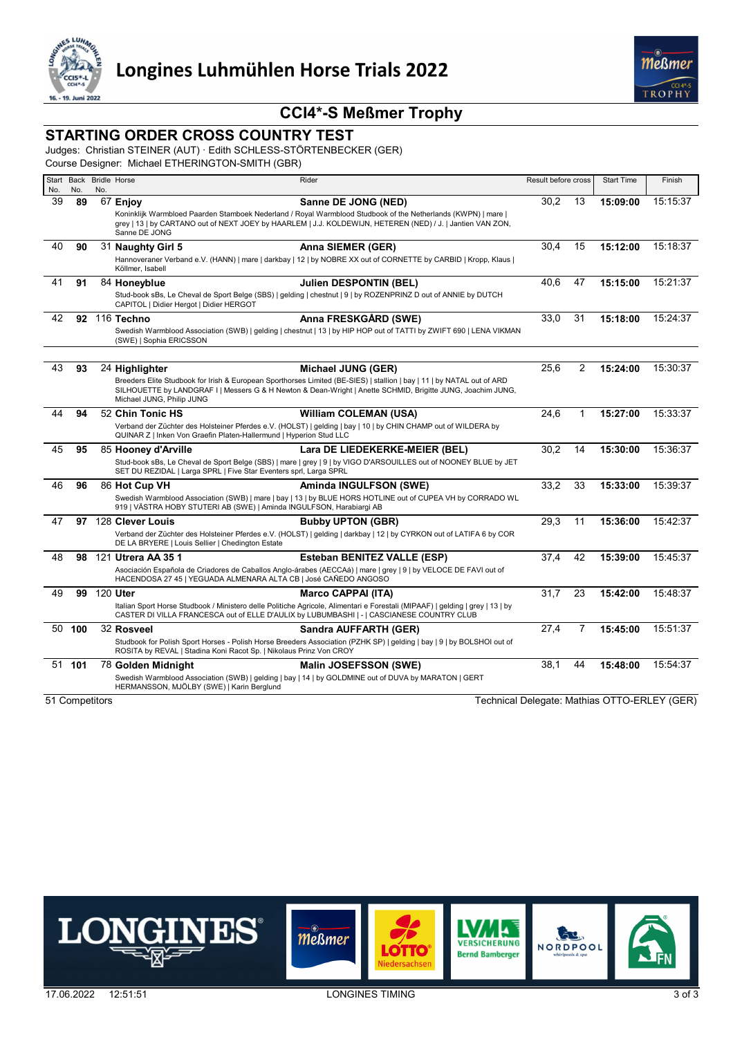# Longines Luhmühlen Horse Trials 2022

## CCI4*-S Meßmer Trophy

## STARTING ORDER CROSS COUNTRY TEST

Judges: Christian STEINER (AUT) · Edith SCHLESS-STÖRTENBECKER (GER)
Course Designer: Michael ETHERINGTON-SMITH (GBR)

| Start No. | Back No. | Bridle No. | Horse | Rider | Result before cross | | Start Time | Finish |
|---|---|---|---|---|---|---|---|---|
| 39 | **89** | 67 | **Enjoy**<br>Koninklijk Warmbloed Paarden Stamboek Nederland / Royal Warmblood Studbook of the Netherlands (KWPN) \| mare \| grey \| 13 \| by CARTANO out of NEXT JOEY by HAARLEM \| J.J. KOLDEWIJN, HETEREN (NED) / J. \| Jantien VAN ZON, Sanne DE JONG | **Sanne DE JONG (NED)** | 30,2 | 13 | **15:09:00** | 15:15:37 |
| 40 | **90** | 31 | **Naughty Girl 5**<br>Hannoveraner Verband e.V. (HANN) \| mare \| darkbay \| 12 \| by NOBRE XX out of CORNETTE by CARBID \| Kropp, Klaus \| Köllmer, Isabell | **Anna SIEMER (GER)** | 30,4 | 15 | **15:12:00** | 15:18:37 |
| 41 | **91** | 84 | **Honeyblue**<br>Stud-book sBs, Le Cheval de Sport Belge (SBS) \| gelding \| chestnut \| 9 \| by ROZENPRINZ D out of ANNIE by DUTCH CAPITOL \| Didier Hergot \| Didier HERGOT | **Julien DESPONTIN (BEL)** | 40,6 | 47 | **15:15:00** | 15:21:37 |
| 42 | **92** | 116 | **Techno**<br>Swedish Warmblood Association (SWB) \| gelding \| chestnut \| 13 \| by HIP HOP out of TATTI by ZWIFT 690 \| LENA VIKMAN (SWE) \| Sophia ERICSSON | **Anna FRESKGÅRD (SWE)** | 33,0 | 31 | **15:18:00** | 15:24:37 |
| 43 | **93** | 24 | **Highlighter**<br>Breeders Elite Studbook for Irish & European Sporthorses Limited (BE-SIES) \| stallion \| bay \| 11 \| by NATAL out of ARD SILHOUETTE by LANDGRAF I \| Messers G & H Newton & Dean-Wright \| Anette SCHMID, Brigitte JUNG, Joachim JUNG, Michael JUNG, Philip JUNG | **Michael JUNG (GER)** | 25,6 | 2 | **15:24:00** | 15:30:37 |
| 44 | **94** | 52 | **Chin Tonic HS**<br>Verband der Züchter des Holsteiner Pferdes e.V. (HOLST) \| gelding \| bay \| 10 \| by CHIN CHAMP out of WILDERA by QUINAR Z \| Inken Von Graefin Platen-Hallermund \| Hyperion Stud LLC | **William COLEMAN (USA)** | 24,6 | 1 | **15:27:00** | 15:33:37 |
| 45 | **95** | 85 | **Hooney d'Arville**<br>Stud-book sBs, Le Cheval de Sport Belge (SBS) \| mare \| grey \| 9 \| by VIGO D'ARSOUILLES out of NOONEY BLUE by JET SET DU REZIDAL \| Larga SPRL \| Five Star Eventers sprl, Larga SPRL | **Lara DE LIEDEKERKE-MEIER (BEL)** | 30,2 | 14 | **15:30:00** | 15:36:37 |
| 46 | **96** | 86 | **Hot Cup VH**<br>Swedish Warmblood Association (SWB) \| mare \| bay \| 13 \| by BLUE HORS HOTLINE out of CUPEA VH by CORRADO WL 919 \| VÄSTRA HOBY STUTERI AB (SWE) \| Aminda INGULFSON, Harabiargi AB | **Aminda INGULFSON (SWE)** | 33,2 | 33 | **15:33:00** | 15:39:37 |
| 47 | **97** | 128 | **Clever Louis**<br>Verband der Züchter des Holsteiner Pferdes e.V. (HOLST) \| gelding \| darkbay \| 12 \| by CYRKON out of LATIFA 6 by COR DE LA BRYERE \| Louis Sellier \| Chedington Estate | **Bubby UPTON (GBR)** | 29,3 | 11 | **15:36:00** | 15:42:37 |
| 48 | **98** | 121 | **Utrera AA 35 1**<br>Asociación Española de Criadores de Caballos Anglo-árabes (AECCAá) \| mare \| grey \| 9 \| by VELOCE DE FAVI out of HACENDOSA 27 45 \| YEGUADA ALMENARA ALTA CB \| José CAÑEDO ANGOSO | **Esteban BENITEZ VALLE (ESP)** | 37,4 | 42 | **15:39:00** | 15:45:37 |
| 49 | **99** | 120 | **Uter**<br>Italian Sport Horse Studbook / Ministero delle Politiche Agricole, Alimentari e Forestali (MIPAAF) \| gelding \| grey \| 13 \| by CASTER DI VILLA FRANCESCA out of ELLE D'AULIX by LUBUMBASHI \| - \| CASCIANESE COUNTRY CLUB | **Marco CAPPAI (ITA)** | 31,7 | 23 | **15:42:00** | 15:48:37 |
| 50 | **100** | 32 | **Rosveel**<br>Studbook for Polish Sport Horses - Polish Horse Breeders Association (PZHK SP) \| gelding \| bay \| 9 \| by BOLSHOI out of ROSITA by REVAL \| Stadina Koni Racot Sp. \| Nikolaus Prinz Von CROY | **Sandra AUFFARTH (GER)** | 27,4 | 7 | **15:45:00** | 15:51:37 |
| 51 | **101** | 78 | **Golden Midnight**<br>Swedish Warmblood Association (SWB) \| gelding \| bay \| 14 \| by GOLDMINE out of DUVA by MARATON \| GERT HERMANSSON, MJÖLBY (SWE) \| Karin Berglund | **Malin JOSEFSSON (SWE)** | 38,1 | 44 | **15:48:00** | 15:54:37 |

51 Competitors

Technical Delegate: Mathias OTTO-ERLEY (GER)

17.06.2022 12:51:51 LONGINES TIMING